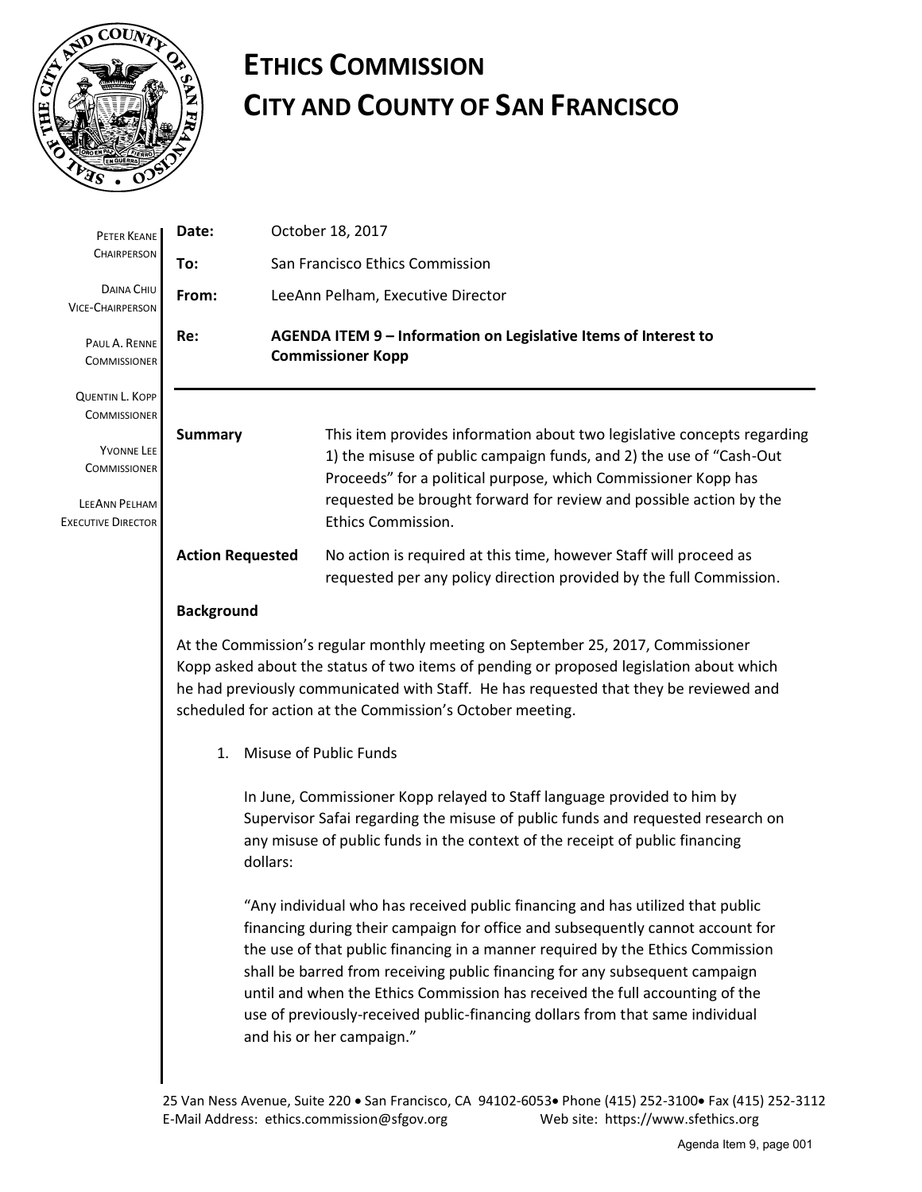# ETHICS COMMISSION
# CITY AND COUNTY OF SAN FRANCISCO

PETER KEANE
CHAIRPERSON

DAINA CHIU
VICE-CHAIRPERSON

PAUL A. RENNE
COMMISSIONER

QUENTIN L. KOPP
COMMISSIONER

YVONNE LEE
COMMISSIONER

LEEANN PELHAM
EXECUTIVE DIRECTOR

**Date:** October 18, 2017

**To:** San Francisco Ethics Commission

**From:** LeeAnn Pelham, Executive Director

**Re:** **AGENDA ITEM 9 – Information on Legislative Items of Interest to Commissioner Kopp**

---

**Summary** This item provides information about two legislative concepts regarding 1) the misuse of public campaign funds, and 2) the use of "Cash-Out Proceeds" for a political purpose, which Commissioner Kopp has requested be brought forward for review and possible action by the Ethics Commission.

**Action Requested** No action is required at this time, however Staff will proceed as requested per any policy direction provided by the full Commission.

**Background**

At the Commission's regular monthly meeting on September 25, 2017, Commissioner Kopp asked about the status of two items of pending or proposed legislation about which he had previously communicated with Staff. He has requested that they be reviewed and scheduled for action at the Commission's October meeting.

1. Misuse of Public Funds

   In June, Commissioner Kopp relayed to Staff language provided to him by Supervisor Safai regarding the misuse of public funds and requested research on any misuse of public funds in the context of the receipt of public financing dollars:

   "Any individual who has received public financing and has utilized that public financing during their campaign for office and subsequently cannot account for the use of that public financing in a manner required by the Ethics Commission shall be barred from receiving public financing for any subsequent campaign until and when the Ethics Commission has received the full accounting of the use of previously-received public-financing dollars from that same individual and his or her campaign."

25 Van Ness Avenue, Suite 220 • San Francisco, CA 94102-6053• Phone (415) 252-3100• Fax (415) 252-3112
E-Mail Address: ethics.commission@sfgov.org Web site: https://www.sfethics.org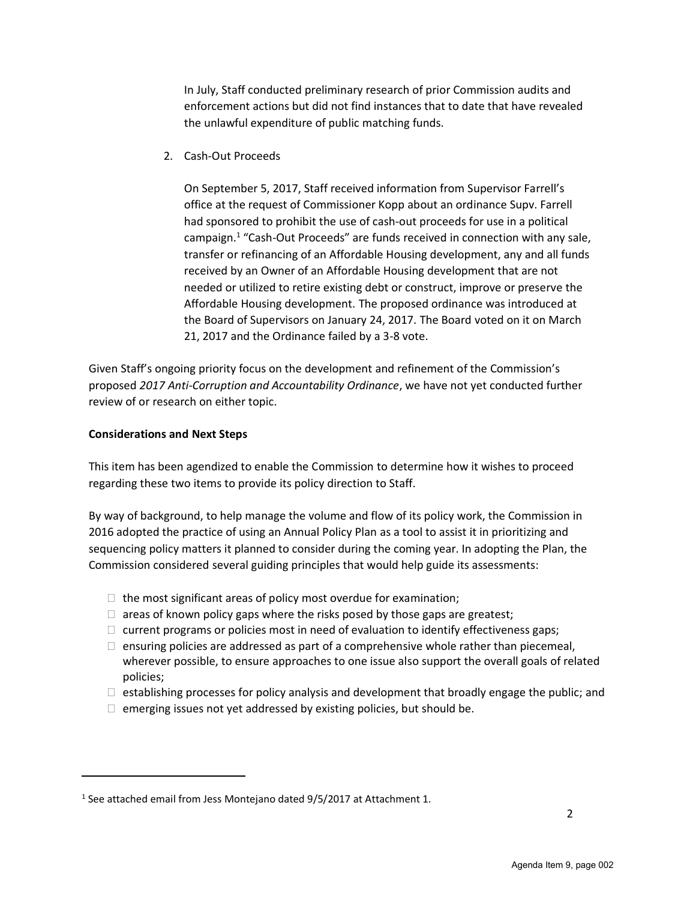In July, Staff conducted preliminary research of prior Commission audits and enforcement actions but did not find instances that to date that have revealed the unlawful expenditure of public matching funds.

2. Cash-Out Proceeds

   On September 5, 2017, Staff received information from Supervisor Farrell's office at the request of Commissioner Kopp about an ordinance Supv. Farrell had sponsored to prohibit the use of cash-out proceeds for use in a political campaign.[1] "Cash-Out Proceeds" are funds received in connection with any sale, transfer or refinancing of an Affordable Housing development, any and all funds received by an Owner of an Affordable Housing development that are not needed or utilized to retire existing debt or construct, improve or preserve the Affordable Housing development. The proposed ordinance was introduced at the Board of Supervisors on January 24, 2017. The Board voted on it on March 21, 2017 and the Ordinance failed by a 3-8 vote.

Given Staff's ongoing priority focus on the development and refinement of the Commission's proposed *2017 Anti-Corruption and Accountability Ordinance*, we have not yet conducted further review of or research on either topic.

**Considerations and Next Steps**

This item has been agendized to enable the Commission to determine how it wishes to proceed regarding these two items to provide its policy direction to Staff.

By way of background, to help manage the volume and flow of its policy work, the Commission in 2016 adopted the practice of using an Annual Policy Plan as a tool to assist it in prioritizing and sequencing policy matters it planned to consider during the coming year. In adopting the Plan, the Commission considered several guiding principles that would help guide its assessments:

- the most significant areas of policy most overdue for examination;
- areas of known policy gaps where the risks posed by those gaps are greatest;
- current programs or policies most in need of evaluation to identify effectiveness gaps;
- ensuring policies are addressed as part of a comprehensive whole rather than piecemeal, wherever possible, to ensure approaches to one issue also support the overall goals of related policies;
- establishing processes for policy analysis and development that broadly engage the public; and
- emerging issues not yet addressed by existing policies, but should be.

[1] See attached email from Jess Montejano dated 9/5/2017 at Attachment 1.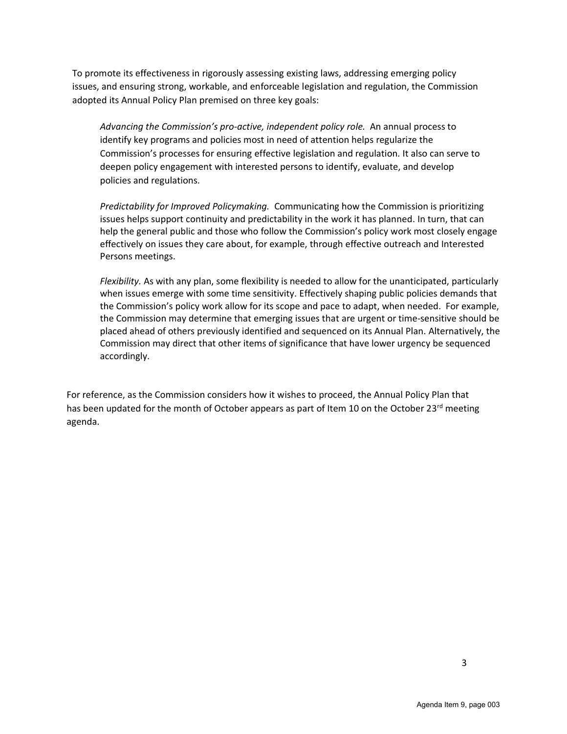To promote its effectiveness in rigorously assessing existing laws, addressing emerging policy issues, and ensuring strong, workable, and enforceable legislation and regulation, the Commission adopted its Annual Policy Plan premised on three key goals:

> *Advancing the Commission's pro-active, independent policy role.* An annual process to identify key programs and policies most in need of attention helps regularize the Commission's processes for ensuring effective legislation and regulation. It also can serve to deepen policy engagement with interested persons to identify, evaluate, and develop policies and regulations.
>
> *Predictability for Improved Policymaking.* Communicating how the Commission is prioritizing issues helps support continuity and predictability in the work it has planned. In turn, that can help the general public and those who follow the Commission's policy work most closely engage effectively on issues they care about, for example, through effective outreach and Interested Persons meetings.
>
> *Flexibility.* As with any plan, some flexibility is needed to allow for the unanticipated, particularly when issues emerge with some time sensitivity. Effectively shaping public policies demands that the Commission's policy work allow for its scope and pace to adapt, when needed. For example, the Commission may determine that emerging issues that are urgent or time-sensitive should be placed ahead of others previously identified and sequenced on its Annual Plan. Alternatively, the Commission may direct that other items of significance that have lower urgency be sequenced accordingly.

For reference, as the Commission considers how it wishes to proceed, the Annual Policy Plan that has been updated for the month of October appears as part of Item 10 on the October 23rd meeting agenda.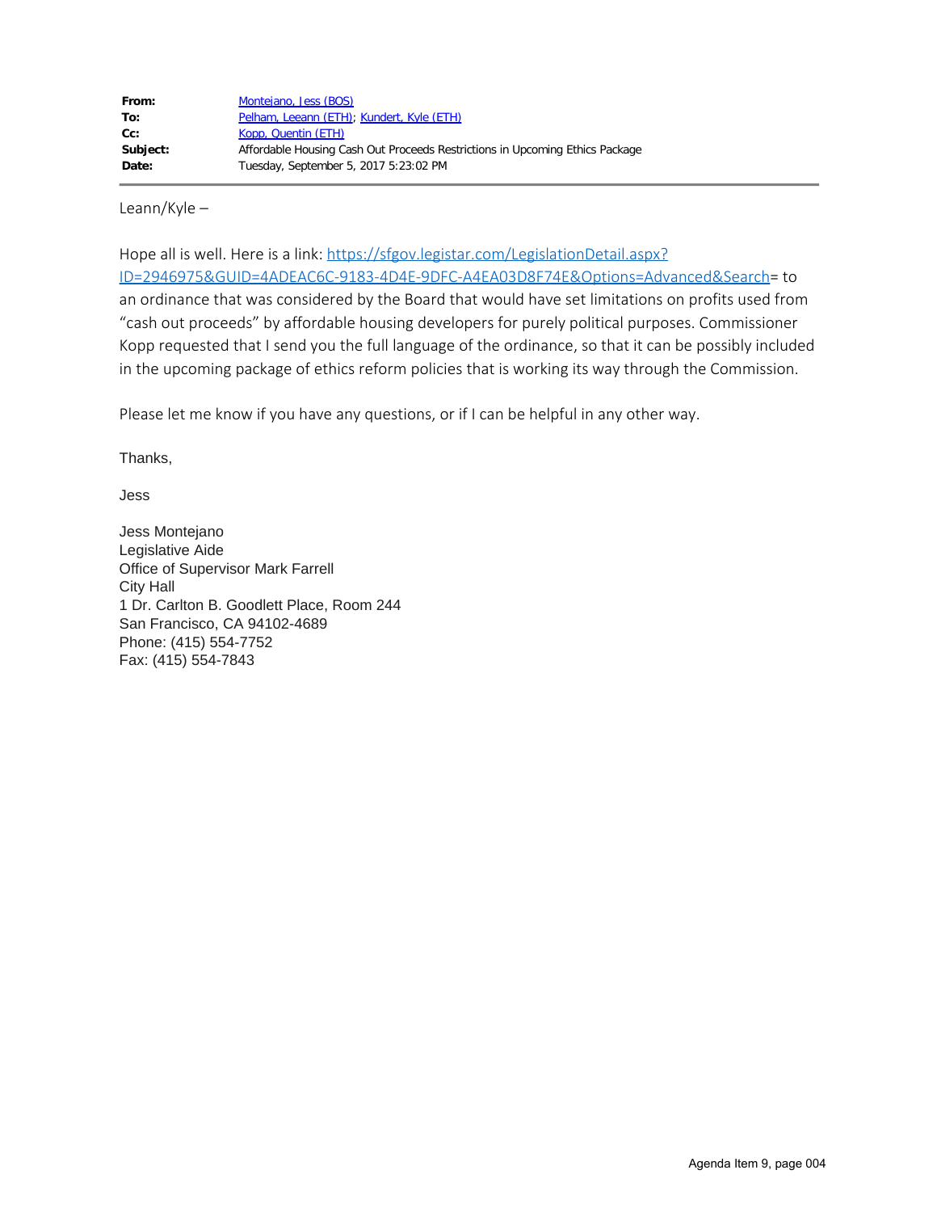| | |
|---|---|
| **From:** | Montejano, Jess (BOS) |
| **To:** | Pelham, Leeann (ETH); Kundert, Kyle (ETH) |
| **Cc:** | Kopp, Quentin (ETH) |
| **Subject:** | Affordable Housing Cash Out Proceeds Restrictions in Upcoming Ethics Package |
| **Date:** | Tuesday, September 5, 2017 5:23:02 PM |

Leann/Kyle –

Hope all is well. Here is a link: https://sfgov.legistar.com/LegislationDetail.aspx?ID=2946975&GUID=4ADEAC6C-9183-4D4E-9DFC-A4EA03D8F74E&Options=Advanced&Search= to an ordinance that was considered by the Board that would have set limitations on profits used from "cash out proceeds" by affordable housing developers for purely political purposes. Commissioner Kopp requested that I send you the full language of the ordinance, so that it can be possibly included in the upcoming package of ethics reform policies that is working its way through the Commission.

Please let me know if you have any questions, or if I can be helpful in any other way.

Thanks,

Jess

Jess Montejano
Legislative Aide
Office of Supervisor Mark Farrell
City Hall
1 Dr. Carlton B. Goodlett Place, Room 244
San Francisco, CA 94102-4689
Phone: (415) 554-7752
Fax: (415) 554-7843